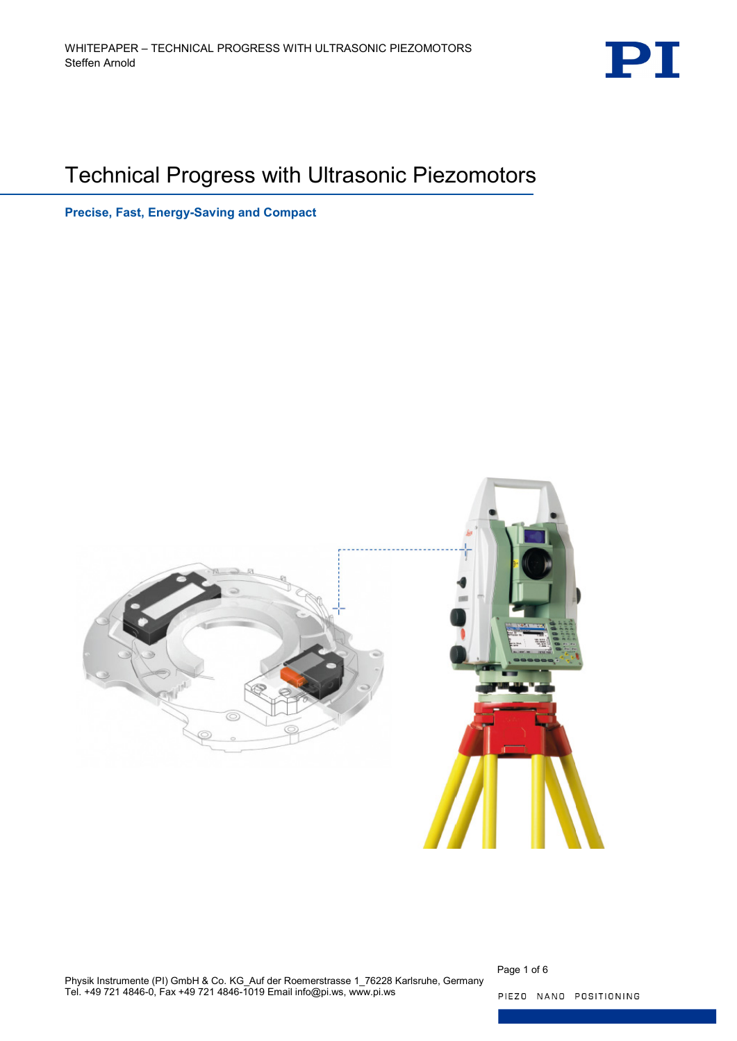# Technical Progress with Ultrasonic Piezomotors

**Precise, Fast, Energy-Saving and Compact**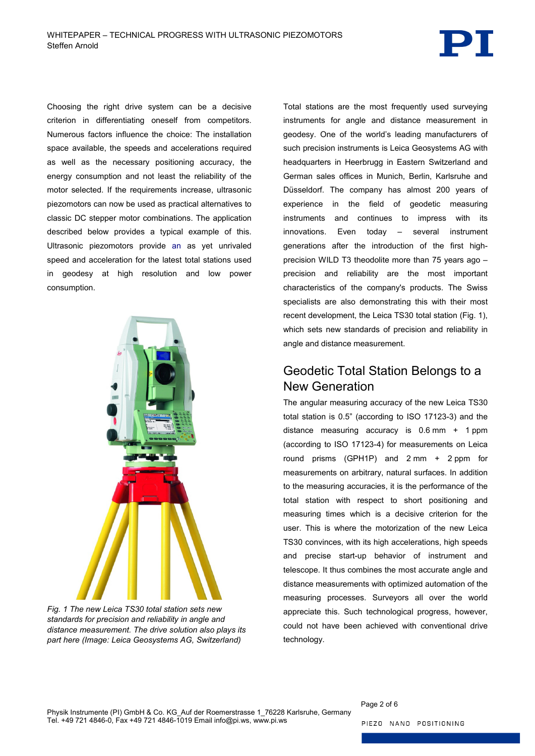Choosing the right drive system can be a decisive criterion in differentiating oneself from competitors. Numerous factors influence the choice: The installation space available, the speeds and accelerations required as well as the necessary positioning accuracy, the energy consumption and not least the reliability of the motor selected. If the requirements increase, ultrasonic piezomotors can now be used as practical alternatives to classic DC stepper motor combinations. The application described below provides a typical example of this. Ultrasonic piezomotors provide an as yet unrivaled speed and acceleration for the latest total stations used in geodesy at high resolution and low power consumption.

*Fig. 1 The new Leica TS30 total station sets new standards for precision and reliability in angle and distance measurement. The drive solution also plays its part here (Image: Leica Geosystems AG, Switzerland)*

Total stations are the most frequently used surveying instruments for angle and distance measurement in geodesy. One of the world's leading manufacturers of such precision instruments is Leica Geosystems AG with headquarters in Heerbrugg in Eastern Switzerland and German sales offices in Munich, Berlin, Karlsruhe and Düsseldorf. The company has almost 200 years of experience in the field of geodetic measuring instruments and continues to impress with its innovations. Even today – several instrument generations after the introduction of the first high-precision WILD T3 theodolite more than 75 years ago – precision and reliability are the most important characteristics of the company's products. The Swiss specialists are also demonstrating this with their most recent development, the Leica TS30 total station (Fig. 1), which sets new standards of precision and reliability in angle and distance measurement.

## Geodetic Total Station Belongs to a New Generation

The angular measuring accuracy of the new Leica TS30 total station is 0.5" (according to ISO 17123-3) and the distance measuring accuracy is 0.6 mm + 1 ppm (according to ISO 17123-4) for measurements on Leica round prisms (GPH1P) and 2 mm + 2 ppm for measurements on arbitrary, natural surfaces. In addition to the measuring accuracies, it is the performance of the total station with respect to short positioning and measuring times which is a decisive criterion for the user. This is where the motorization of the new Leica TS30 convinces, with its high accelerations, high speeds and precise start-up behavior of instrument and telescope. It thus combines the most accurate angle and distance measurements with optimized automation of the measuring processes. Surveyors all over the world appreciate this. Such technological progress, however, could not have been achieved with conventional drive technology.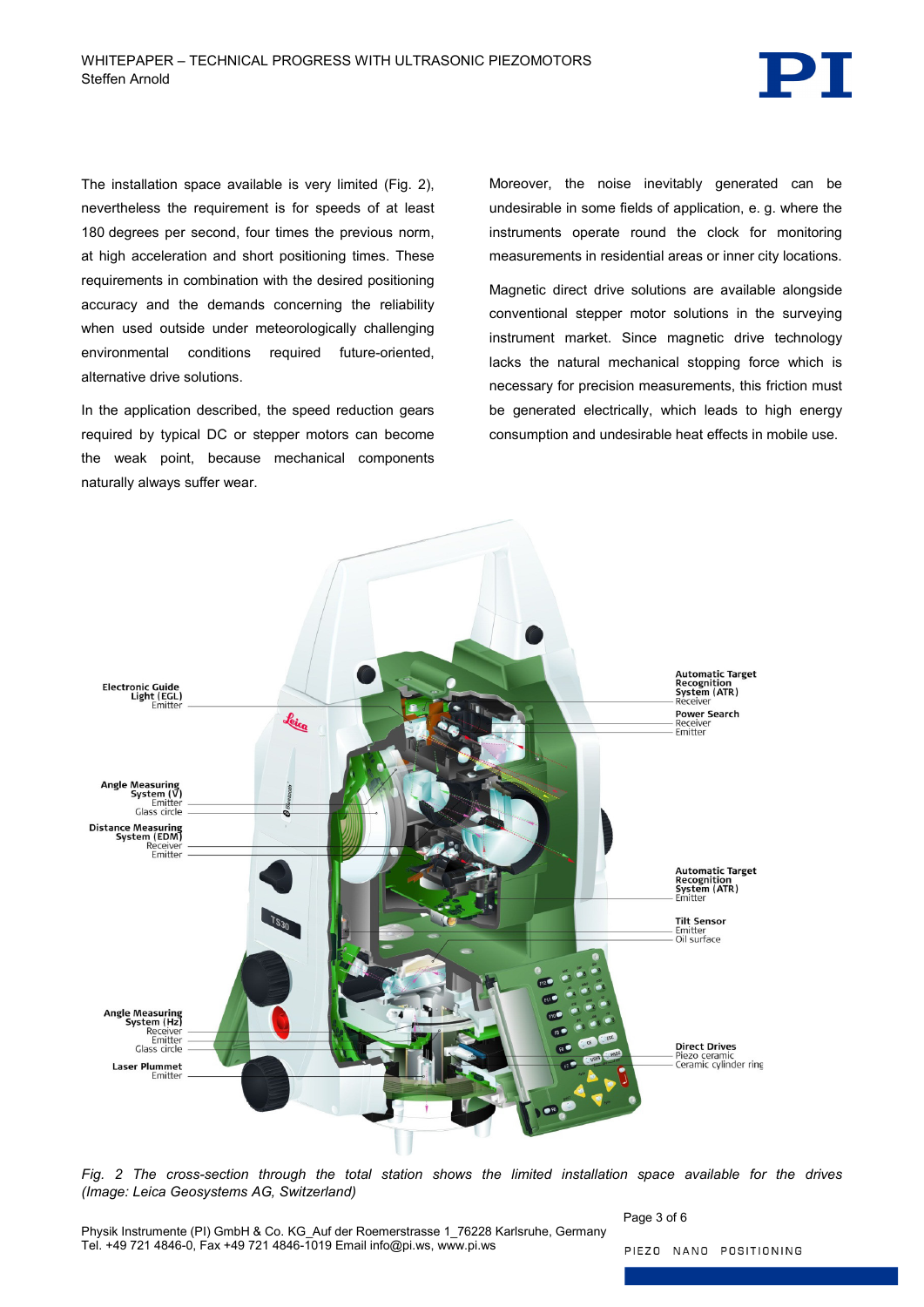The installation space available is very limited (Fig. 2), nevertheless the requirement is for speeds of at least 180 degrees per second, four times the previous norm, at high acceleration and short positioning times. These requirements in combination with the desired positioning accuracy and the demands concerning the reliability when used outside under meteorologically challenging environmental conditions required future-oriented, alternative drive solutions.

In the application described, the speed reduction gears required by typical DC or stepper motors can become the weak point, because mechanical components naturally always suffer wear.

Moreover, the noise inevitably generated can be undesirable in some fields of application, e. g. where the instruments operate round the clock for monitoring measurements in residential areas or inner city locations.

Magnetic direct drive solutions are available alongside conventional stepper motor solutions in the surveying instrument market. Since magnetic drive technology lacks the natural mechanical stopping force which is necessary for precision measurements, this friction must be generated electrically, which leads to high energy consumption and undesirable heat effects in mobile use.

*Fig. 2 The cross-section through the total station shows the limited installation space available for the drives (Image: Leica Geosystems AG, Switzerland)*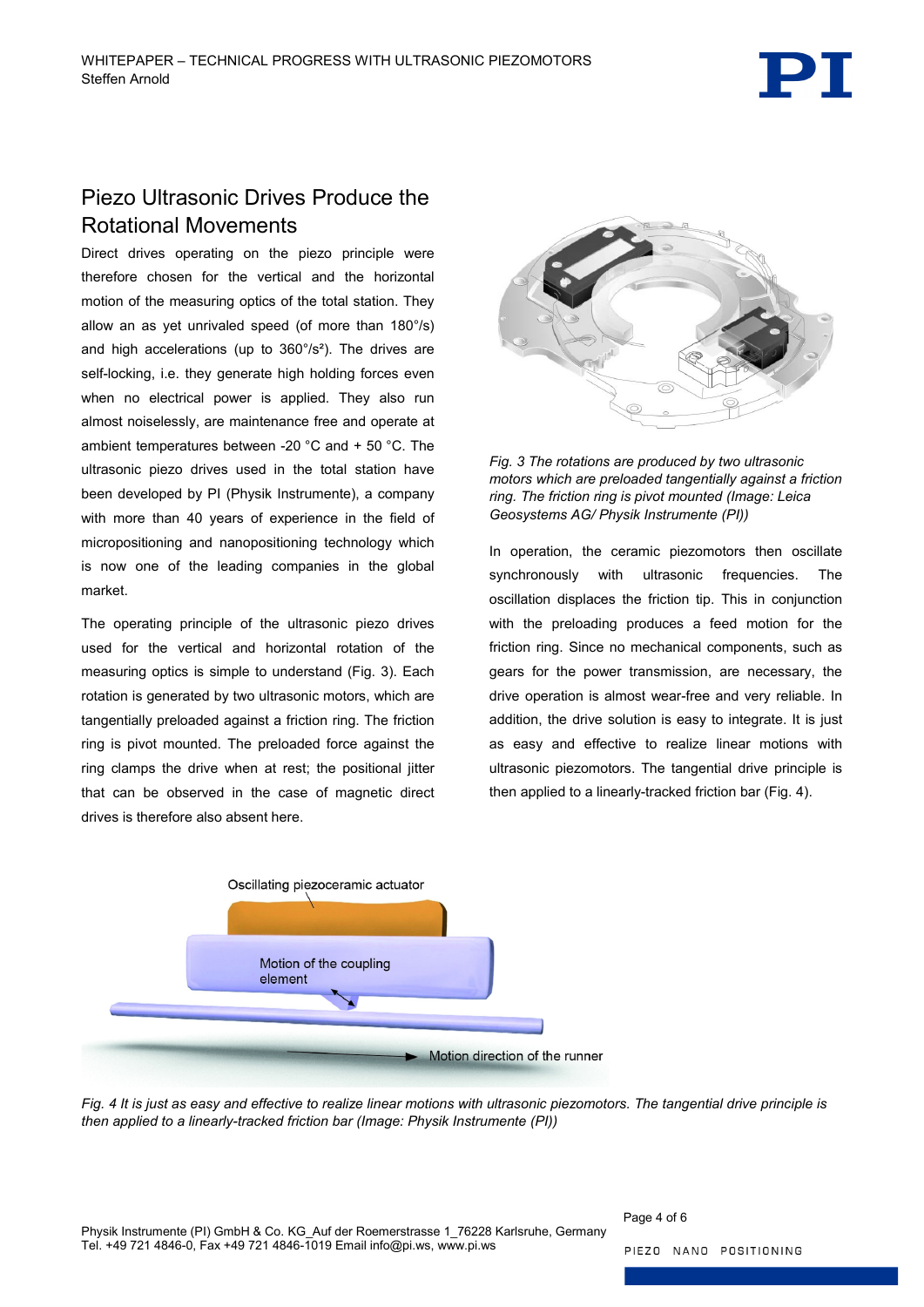## Piezo Ultrasonic Drives Produce the Rotational Movements

Direct drives operating on the piezo principle were therefore chosen for the vertical and the horizontal motion of the measuring optics of the total station. They allow an as yet unrivaled speed (of more than 180°/s) and high accelerations (up to 360°/s²). The drives are self-locking, i.e. they generate high holding forces even when no electrical power is applied. They also run almost noiselessly, are maintenance free and operate at ambient temperatures between -20 °C and + 50 °C. The ultrasonic piezo drives used in the total station have been developed by PI (Physik Instrumente), a company with more than 40 years of experience in the field of micropositioning and nanopositioning technology which is now one of the leading companies in the global market.

The operating principle of the ultrasonic piezo drives used for the vertical and horizontal rotation of the measuring optics is simple to understand (Fig. 3). Each rotation is generated by two ultrasonic motors, which are tangentially preloaded against a friction ring. The friction ring is pivot mounted. The preloaded force against the ring clamps the drive when at rest; the positional jitter that can be observed in the case of magnetic direct drives is therefore also absent here.

*Fig. 3 The rotations are produced by two ultrasonic motors which are preloaded tangentially against a friction ring. The friction ring is pivot mounted (Image: Leica Geosystems AG/ Physik Instrumente (PI))*

In operation, the ceramic piezomotors then oscillate synchronously with ultrasonic frequencies. The oscillation displaces the friction tip. This in conjunction with the preloading produces a feed motion for the friction ring. Since no mechanical components, such as gears for the power transmission, are necessary, the drive operation is almost wear-free and very reliable. In addition, the drive solution is easy to integrate. It is just as easy and effective to realize linear motions with ultrasonic piezomotors. The tangential drive principle is then applied to a linearly-tracked friction bar (Fig. 4).

*Fig. 4 It is just as easy and effective to realize linear motions with ultrasonic piezomotors. The tangential drive principle is then applied to a linearly-tracked friction bar (Image: Physik Instrumente (PI))*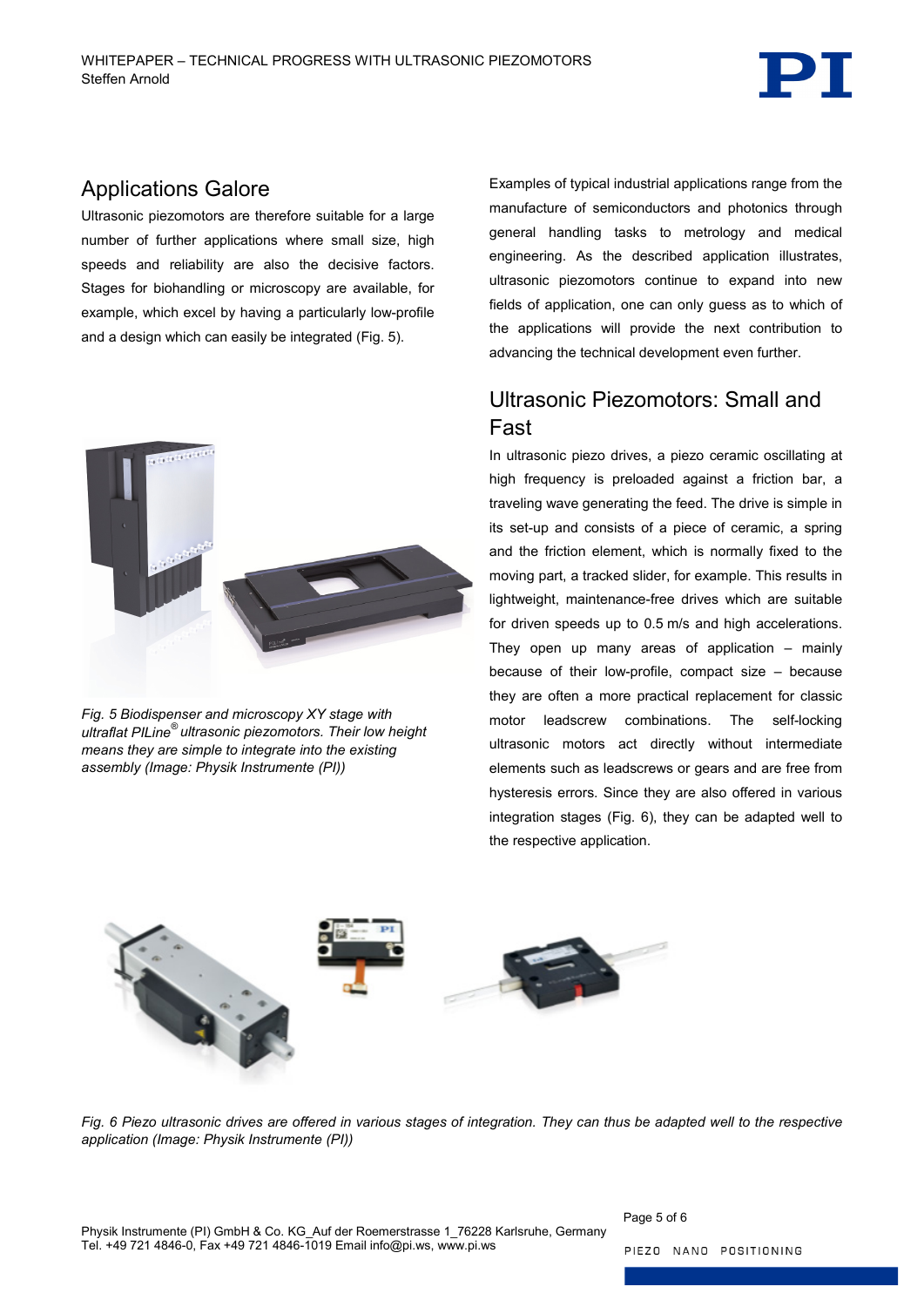## Applications Galore

Ultrasonic piezomotors are therefore suitable for a large number of further applications where small size, high speeds and reliability are also the decisive factors. Stages for biohandling or microscopy are available, for example, which excel by having a particularly low-profile and a design which can easily be integrated (Fig. 5).

*Fig. 5 Biodispenser and microscopy XY stage with ultraflat PILine® ultrasonic piezomotors. Their low height means they are simple to integrate into the existing assembly (Image: Physik Instrumente (PI))*

Examples of typical industrial applications range from the manufacture of semiconductors and photonics through general handling tasks to metrology and medical engineering. As the described application illustrates, ultrasonic piezomotors continue to expand into new fields of application, one can only guess as to which of the applications will provide the next contribution to advancing the technical development even further.

## Ultrasonic Piezomotors: Small and Fast

In ultrasonic piezo drives, a piezo ceramic oscillating at high frequency is preloaded against a friction bar, a traveling wave generating the feed. The drive is simple in its set-up and consists of a piece of ceramic, a spring and the friction element, which is normally fixed to the moving part, a tracked slider, for example. This results in lightweight, maintenance-free drives which are suitable for driven speeds up to 0.5 m/s and high accelerations. They open up many areas of application – mainly because of their low-profile, compact size – because they are often a more practical replacement for classic motor leadscrew combinations. The self-locking ultrasonic motors act directly without intermediate elements such as leadscrews or gears and are free from hysteresis errors. Since they are also offered in various integration stages (Fig. 6), they can be adapted well to the respective application.

*Fig. 6 Piezo ultrasonic drives are offered in various stages of integration. They can thus be adapted well to the respective application (Image: Physik Instrumente (PI))*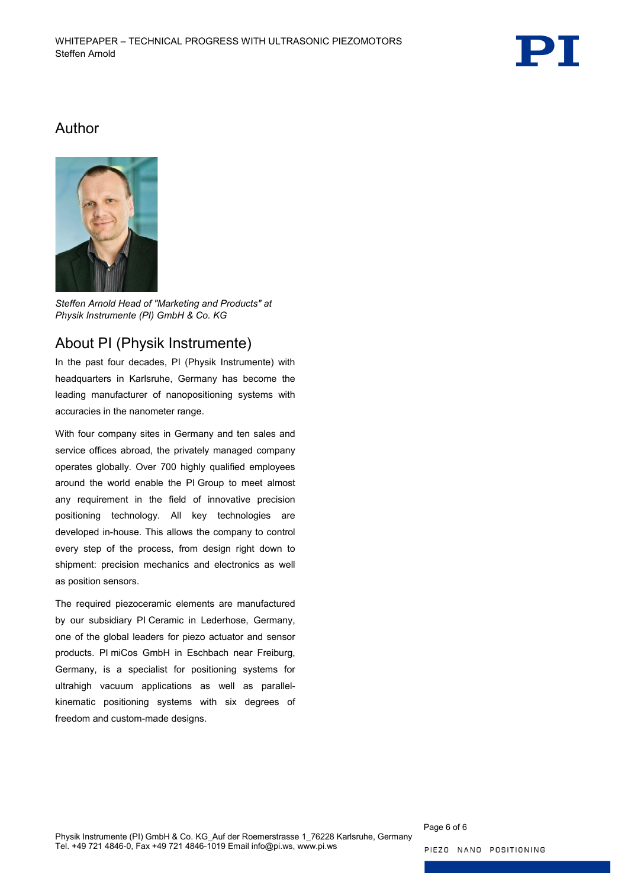## Author

*Steffen Arnold Head of "Marketing and Products" at Physik Instrumente (PI) GmbH & Co. KG*

## About PI (Physik Instrumente)

In the past four decades, PI (Physik Instrumente) with headquarters in Karlsruhe, Germany has become the leading manufacturer of nanopositioning systems with accuracies in the nanometer range.

With four company sites in Germany and ten sales and service offices abroad, the privately managed company operates globally. Over 700 highly qualified employees around the world enable the PI Group to meet almost any requirement in the field of innovative precision positioning technology. All key technologies are developed in-house. This allows the company to control every step of the process, from design right down to shipment: precision mechanics and electronics as well as position sensors.

The required piezoceramic elements are manufactured by our subsidiary PI Ceramic in Lederhose, Germany, one of the global leaders for piezo actuator and sensor products. PI miCos GmbH in Eschbach near Freiburg, Germany, is a specialist for positioning systems for ultrahigh vacuum applications as well as parallel-kinematic positioning systems with six degrees of freedom and custom-made designs.